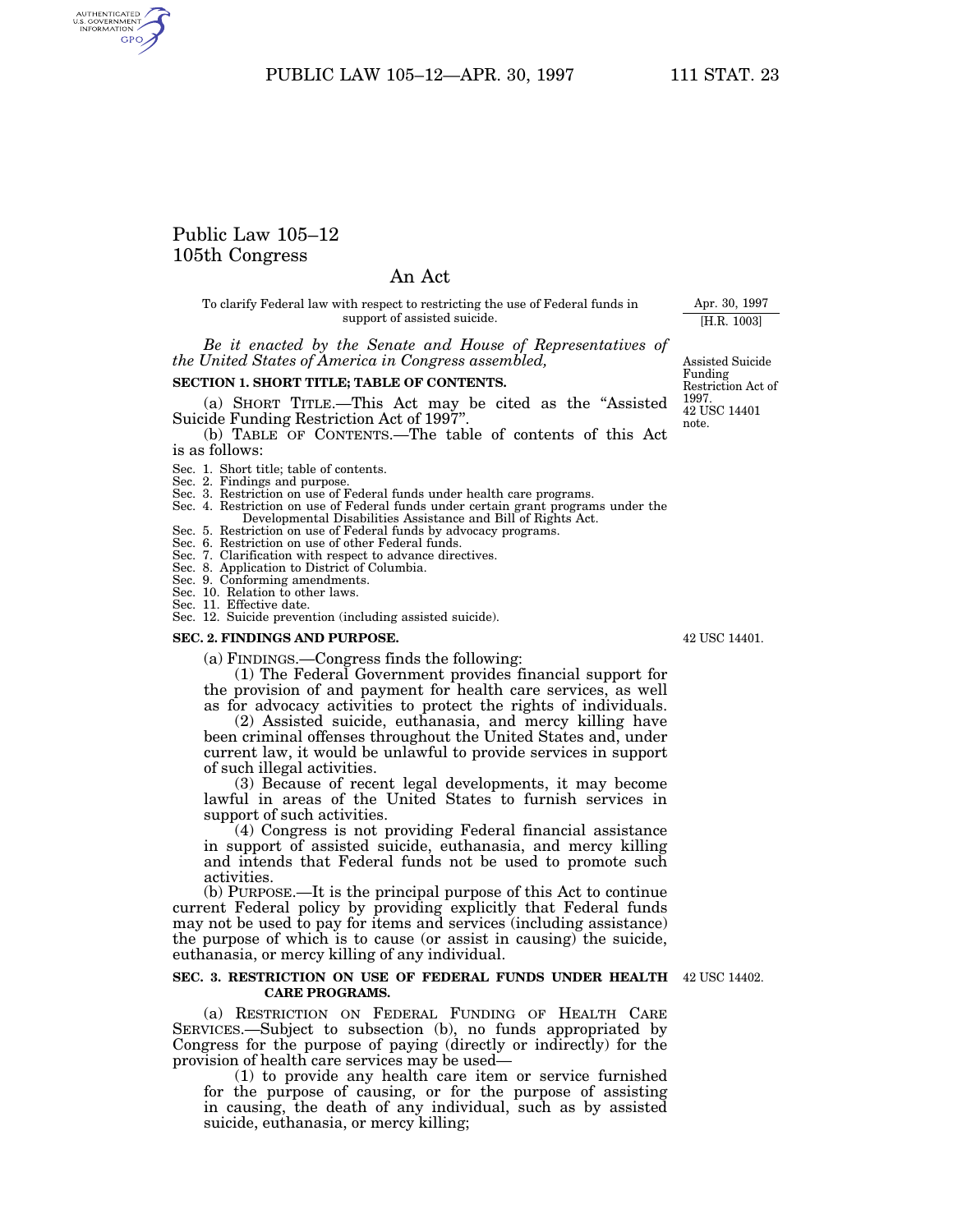# Public Law 105–12
# 105th Congress

## An Act

To clarify Federal law with respect to restricting the use of Federal funds in support of assisted suicide.

Apr. 30, 1997
[H.R. 1003]

*Be it enacted by the Senate and House of Representatives of the United States of America in Congress assembled,*

Assisted Suicide Funding Restriction Act of 1997.
42 USC 14401 note.

**SECTION 1. SHORT TITLE; TABLE OF CONTENTS.**

(a) SHORT TITLE.—This Act may be cited as the "Assisted Suicide Funding Restriction Act of 1997".

(b) TABLE OF CONTENTS.—The table of contents of this Act is as follows:

Sec. 1. Short title; table of contents.
Sec. 2. Findings and purpose.
Sec. 3. Restriction on use of Federal funds under health care programs.
Sec. 4. Restriction on use of Federal funds under certain grant programs under the Developmental Disabilities Assistance and Bill of Rights Act.
Sec. 5. Restriction on use of Federal funds by advocacy programs.
Sec. 6. Restriction on use of other Federal funds.
Sec. 7. Clarification with respect to advance directives.
Sec. 8. Application to District of Columbia.
Sec. 9. Conforming amendments.
Sec. 10. Relation to other laws.
Sec. 11. Effective date.
Sec. 12. Suicide prevention (including assisted suicide).

**SEC. 2. FINDINGS AND PURPOSE.**

42 USC 14401.

(a) FINDINGS.—Congress finds the following:

(1) The Federal Government provides financial support for the provision of and payment for health care services, as well as for advocacy activities to protect the rights of individuals.

(2) Assisted suicide, euthanasia, and mercy killing have been criminal offenses throughout the United States and, under current law, it would be unlawful to provide services in support of such illegal activities.

(3) Because of recent legal developments, it may become lawful in areas of the United States to furnish services in support of such activities.

(4) Congress is not providing Federal financial assistance in support of assisted suicide, euthanasia, and mercy killing and intends that Federal funds not be used to promote such activities.

(b) PURPOSE.—It is the principal purpose of this Act to continue current Federal policy by providing explicitly that Federal funds may not be used to pay for items and services (including assistance) the purpose of which is to cause (or assist in causing) the suicide, euthanasia, or mercy killing of any individual.

**SEC. 3. RESTRICTION ON USE OF FEDERAL FUNDS UNDER HEALTH CARE PROGRAMS.**

42 USC 14402.

(a) RESTRICTION ON FEDERAL FUNDING OF HEALTH CARE SERVICES.—Subject to subsection (b), no funds appropriated by Congress for the purpose of paying (directly or indirectly) for the provision of health care services may be used—

(1) to provide any health care item or service furnished for the purpose of causing, or for the purpose of assisting in causing, the death of any individual, such as by assisted suicide, euthanasia, or mercy killing;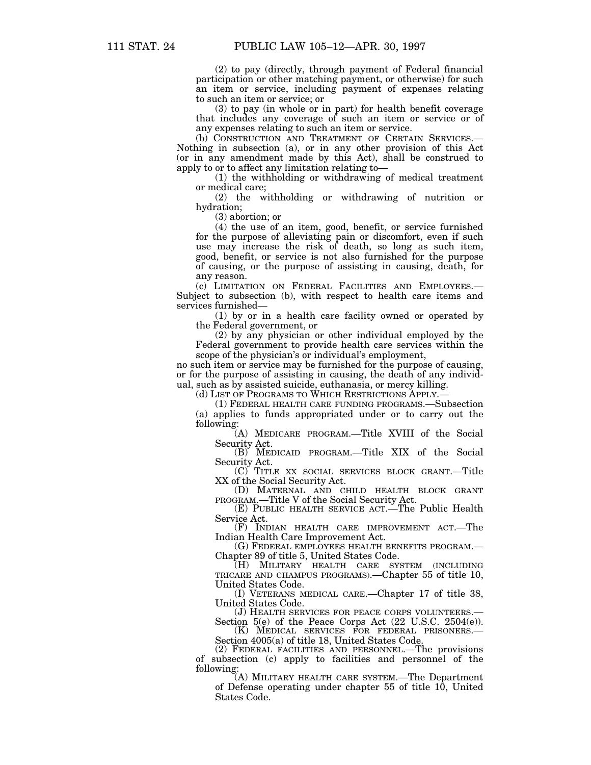(2) to pay (directly, through payment of Federal financial participation or other matching payment, or otherwise) for such an item or service, including payment of expenses relating to such an item or service; or

(3) to pay (in whole or in part) for health benefit coverage that includes any coverage of such an item or service or of any expenses relating to such an item or service.

(b) CONSTRUCTION AND TREATMENT OF CERTAIN SERVICES.—Nothing in subsection (a), or in any other provision of this Act (or in any amendment made by this Act), shall be construed to apply to or to affect any limitation relating to—

(1) the withholding or withdrawing of medical treatment or medical care;

(2) the withholding or withdrawing of nutrition or hydration;

(3) abortion; or

(4) the use of an item, good, benefit, or service furnished for the purpose of alleviating pain or discomfort, even if such use may increase the risk of death, so long as such item, good, benefit, or service is not also furnished for the purpose of causing, or the purpose of assisting in causing, death, for any reason.

(c) LIMITATION ON FEDERAL FACILITIES AND EMPLOYEES.—Subject to subsection (b), with respect to health care items and services furnished—

(1) by or in a health care facility owned or operated by the Federal government, or

(2) by any physician or other individual employed by the Federal government to provide health care services within the scope of the physician's or individual's employment,

no such item or service may be furnished for the purpose of causing, or for the purpose of assisting in causing, the death of any individual, such as by assisted suicide, euthanasia, or mercy killing.

(d) LIST OF PROGRAMS TO WHICH RESTRICTIONS APPLY.—

(1) FEDERAL HEALTH CARE FUNDING PROGRAMS.—Subsection (a) applies to funds appropriated under or to carry out the following:

(A) MEDICARE PROGRAM.—Title XVIII of the Social Security Act.

(B) MEDICAID PROGRAM.—Title XIX of the Social Security Act.

(C) TITLE XX SOCIAL SERVICES BLOCK GRANT.—Title XX of the Social Security Act.

(D) MATERNAL AND CHILD HEALTH BLOCK GRANT PROGRAM.—Title V of the Social Security Act.

(E) PUBLIC HEALTH SERVICE ACT.—The Public Health Service Act.

(F) INDIAN HEALTH CARE IMPROVEMENT ACT.—The Indian Health Care Improvement Act.

(G) FEDERAL EMPLOYEES HEALTH BENEFITS PROGRAM.—Chapter 89 of title 5, United States Code.

(H) MILITARY HEALTH CARE SYSTEM (INCLUDING TRICARE AND CHAMPUS PROGRAMS).—Chapter 55 of title 10, United States Code.

(I) VETERANS MEDICAL CARE.—Chapter 17 of title 38, United States Code.

(J) HEALTH SERVICES FOR PEACE CORPS VOLUNTEERS.—Section 5(e) of the Peace Corps Act (22 U.S.C. 2504(e)).

(K) MEDICAL SERVICES FOR FEDERAL PRISONERS.—Section 4005(a) of title 18, United States Code.

(2) FEDERAL FACILITIES AND PERSONNEL.—The provisions of subsection (c) apply to facilities and personnel of the following:

(A) MILITARY HEALTH CARE SYSTEM.—The Department of Defense operating under chapter 55 of title 10, United States Code.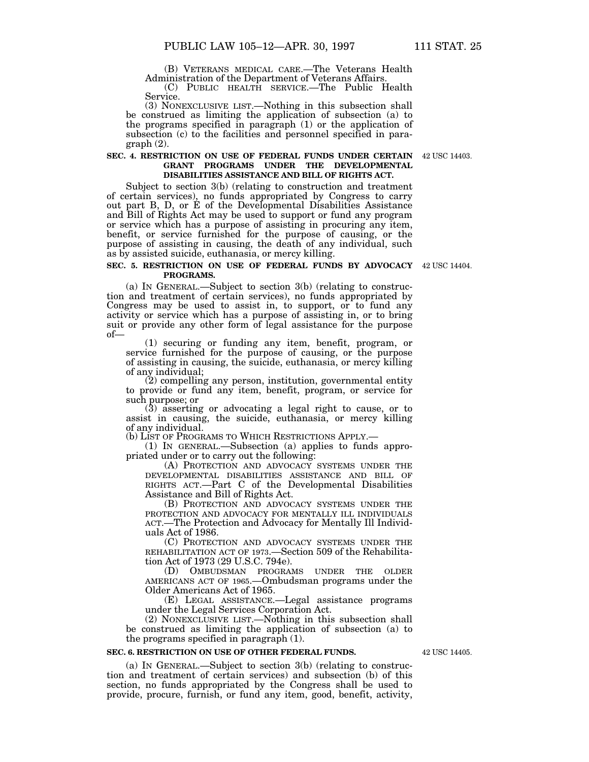(B) VETERANS MEDICAL CARE.—The Veterans Health Administration of the Department of Veterans Affairs.

(C) PUBLIC HEALTH SERVICE.—The Public Health Service.

(3) NONEXCLUSIVE LIST.—Nothing in this subsection shall be construed as limiting the application of subsection (a) to the programs specified in paragraph (1) or the application of subsection (c) to the facilities and personnel specified in paragraph (2).

### SEC. 4. RESTRICTION ON USE OF FEDERAL FUNDS UNDER CERTAIN GRANT PROGRAMS UNDER THE DEVELOPMENTAL DISABILITIES ASSISTANCE AND BILL OF RIGHTS ACT.

42 USC 14403.

Subject to section 3(b) (relating to construction and treatment of certain services), no funds appropriated by Congress to carry out part B, D, or E of the Developmental Disabilities Assistance and Bill of Rights Act may be used to support or fund any program or service which has a purpose of assisting in procuring any item, benefit, or service furnished for the purpose of causing, or the purpose of assisting in causing, the death of any individual, such as by assisted suicide, euthanasia, or mercy killing.

### SEC. 5. RESTRICTION ON USE OF FEDERAL FUNDS BY ADVOCACY PROGRAMS.

42 USC 14404.

(a) IN GENERAL.—Subject to section 3(b) (relating to construction and treatment of certain services), no funds appropriated by Congress may be used to assist in, to support, or to fund any activity or service which has a purpose of assisting in, or to bring suit or provide any other form of legal assistance for the purpose of—

(1) securing or funding any item, benefit, program, or service furnished for the purpose of causing, or the purpose of assisting in causing, the suicide, euthanasia, or mercy killing of any individual;

(2) compelling any person, institution, governmental entity to provide or fund any item, benefit, program, or service for such purpose; or

(3) asserting or advocating a legal right to cause, or to assist in causing, the suicide, euthanasia, or mercy killing of any individual.

(b) LIST OF PROGRAMS TO WHICH RESTRICTIONS APPLY.—

(1) IN GENERAL.—Subsection (a) applies to funds appropriated under or to carry out the following:

(A) PROTECTION AND ADVOCACY SYSTEMS UNDER THE DEVELOPMENTAL DISABILITIES ASSISTANCE AND BILL OF RIGHTS ACT.—Part C of the Developmental Disabilities Assistance and Bill of Rights Act.

(B) PROTECTION AND ADVOCACY SYSTEMS UNDER THE PROTECTION AND ADVOCACY FOR MENTALLY ILL INDIVIDUALS ACT.—The Protection and Advocacy for Mentally Ill Individuals Act of 1986.

(C) PROTECTION AND ADVOCACY SYSTEMS UNDER THE REHABILITATION ACT OF 1973.—Section 509 of the Rehabilitation Act of 1973 (29 U.S.C. 794e).

(D) OMBUDSMAN PROGRAMS UNDER THE OLDER AMERICANS ACT OF 1965.—Ombudsman programs under the Older Americans Act of 1965.

(E) LEGAL ASSISTANCE.—Legal assistance programs under the Legal Services Corporation Act.

(2) NONEXCLUSIVE LIST.—Nothing in this subsection shall be construed as limiting the application of subsection (a) to the programs specified in paragraph (1).

### SEC. 6. RESTRICTION ON USE OF OTHER FEDERAL FUNDS.

42 USC 14405.

(a) IN GENERAL.—Subject to section 3(b) (relating to construction and treatment of certain services) and subsection (b) of this section, no funds appropriated by the Congress shall be used to provide, procure, furnish, or fund any item, good, benefit, activity,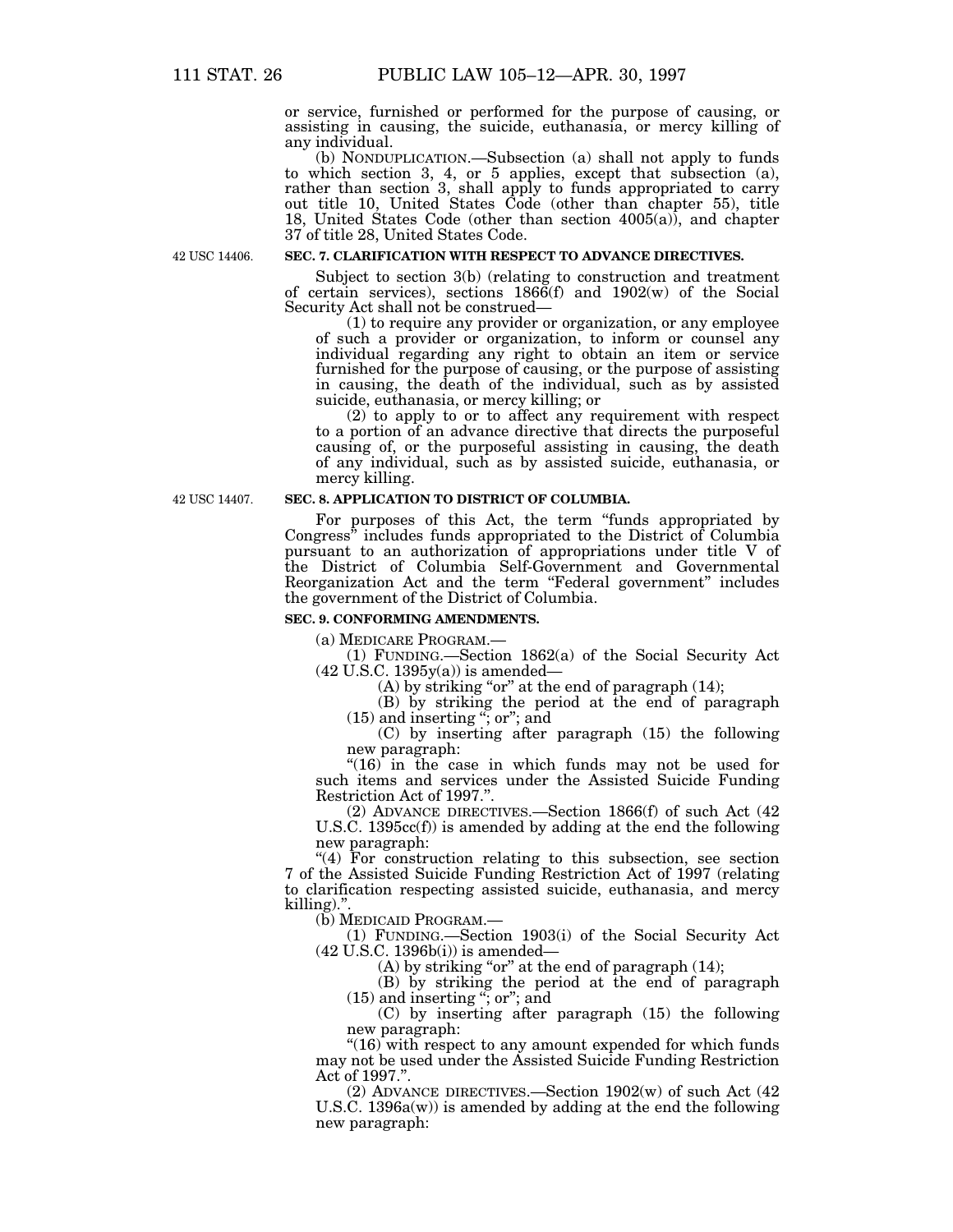or service, furnished or performed for the purpose of causing, or assisting in causing, the suicide, euthanasia, or mercy killing of any individual.

(b) NONDUPLICATION.—Subsection (a) shall not apply to funds to which section 3, 4, or 5 applies, except that subsection (a), rather than section 3, shall apply to funds appropriated to carry out title 10, United States Code (other than chapter 55), title 18, United States Code (other than section 4005(a)), and chapter 37 of title 28, United States Code.

42 USC 14406.

**SEC. 7. CLARIFICATION WITH RESPECT TO ADVANCE DIRECTIVES.**

Subject to section 3(b) (relating to construction and treatment of certain services), sections 1866(f) and 1902(w) of the Social Security Act shall not be construed—

(1) to require any provider or organization, or any employee of such a provider or organization, to inform or counsel any individual regarding any right to obtain an item or service furnished for the purpose of causing, or the purpose of assisting in causing, the death of the individual, such as by assisted suicide, euthanasia, or mercy killing; or

(2) to apply to or to affect any requirement with respect to a portion of an advance directive that directs the purposeful causing of, or the purposeful assisting in causing, the death of any individual, such as by assisted suicide, euthanasia, or mercy killing.

42 USC 14407.

**SEC. 8. APPLICATION TO DISTRICT OF COLUMBIA.**

For purposes of this Act, the term "funds appropriated by Congress" includes funds appropriated to the District of Columbia pursuant to an authorization of appropriations under title V of the District of Columbia Self-Government and Governmental Reorganization Act and the term "Federal government" includes the government of the District of Columbia.

**SEC. 9. CONFORMING AMENDMENTS.**

(a) MEDICARE PROGRAM.—

(1) FUNDING.—Section 1862(a) of the Social Security Act (42 U.S.C. 1395y(a)) is amended—

(A) by striking "or" at the end of paragraph (14);

(B) by striking the period at the end of paragraph (15) and inserting "; or"; and

(C) by inserting after paragraph (15) the following new paragraph:

"(16) in the case in which funds may not be used for such items and services under the Assisted Suicide Funding Restriction Act of 1997.".

(2) ADVANCE DIRECTIVES.—Section 1866(f) of such Act (42 U.S.C. 1395cc(f)) is amended by adding at the end the following new paragraph:

"(4) For construction relating to this subsection, see section 7 of the Assisted Suicide Funding Restriction Act of 1997 (relating to clarification respecting assisted suicide, euthanasia, and mercy killing).".

(b) MEDICAID PROGRAM.—

(1) FUNDING.—Section 1903(i) of the Social Security Act (42 U.S.C. 1396b(i)) is amended—

(A) by striking "or" at the end of paragraph (14);

(B) by striking the period at the end of paragraph (15) and inserting "; or"; and

(C) by inserting after paragraph (15) the following new paragraph:

"(16) with respect to any amount expended for which funds may not be used under the Assisted Suicide Funding Restriction Act of 1997.".

(2) ADVANCE DIRECTIVES.—Section 1902(w) of such Act (42 U.S.C. 1396a(w)) is amended by adding at the end the following new paragraph: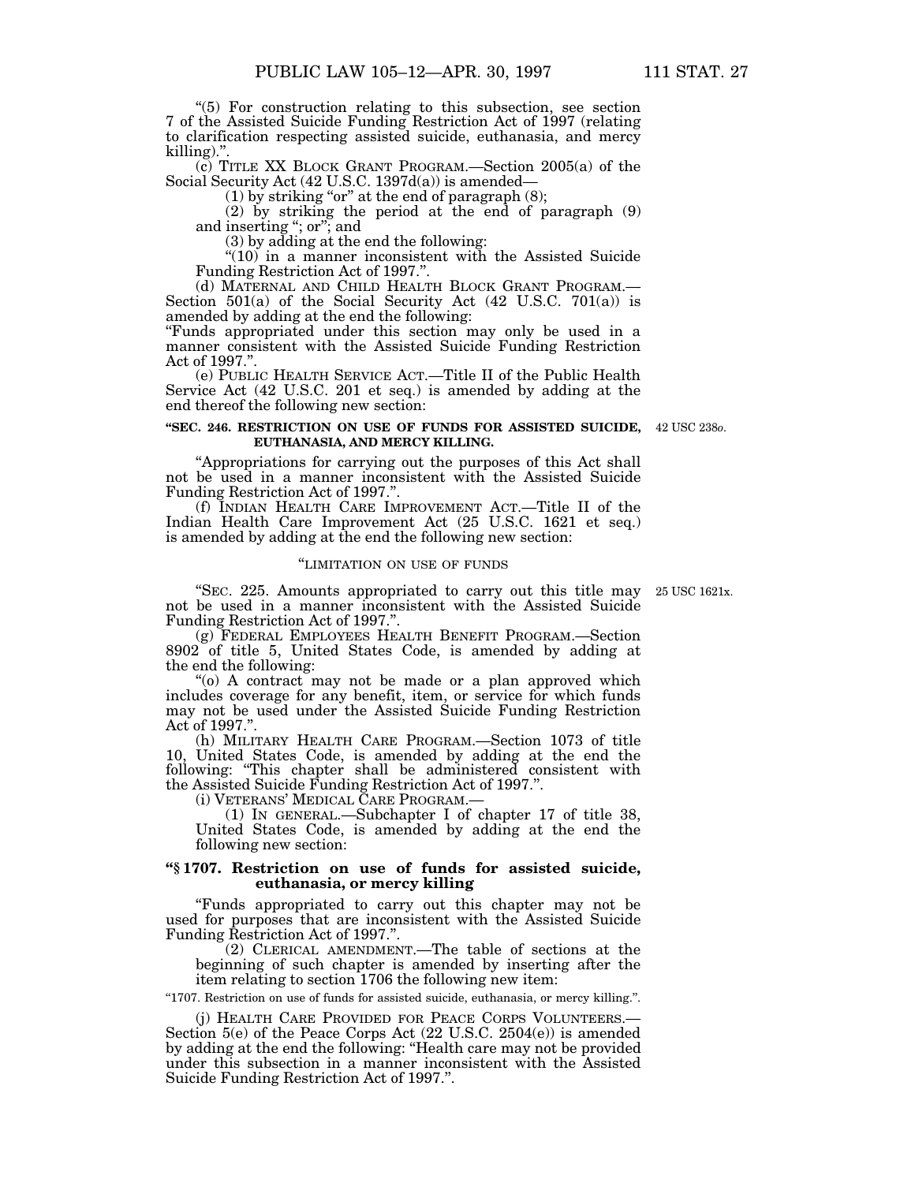"(5) For construction relating to this subsection, see section 7 of the Assisted Suicide Funding Restriction Act of 1997 (relating to clarification respecting assisted suicide, euthanasia, and mercy killing).".

(c) TITLE XX BLOCK GRANT PROGRAM.—Section 2005(a) of the Social Security Act (42 U.S.C. 1397d(a)) is amended—

(1) by striking "or" at the end of paragraph (8);

(2) by striking the period at the end of paragraph (9) and inserting "; or"; and

(3) by adding at the end the following:

"(10) in a manner inconsistent with the Assisted Suicide Funding Restriction Act of 1997.".

(d) MATERNAL AND CHILD HEALTH BLOCK GRANT PROGRAM.—Section 501(a) of the Social Security Act (42 U.S.C. 701(a)) is amended by adding at the end the following:

"Funds appropriated under this section may only be used in a manner consistent with the Assisted Suicide Funding Restriction Act of 1997.".

(e) PUBLIC HEALTH SERVICE ACT.—Title II of the Public Health Service Act (42 U.S.C. 201 et seq.) is amended by adding at the end thereof the following new section:

**"SEC. 246. RESTRICTION ON USE OF FUNDS FOR ASSISTED SUICIDE, EUTHANASIA, AND MERCY KILLING.**

42 USC 238*o*.

"Appropriations for carrying out the purposes of this Act shall not be used in a manner inconsistent with the Assisted Suicide Funding Restriction Act of 1997.".

(f) INDIAN HEALTH CARE IMPROVEMENT ACT.—Title II of the Indian Health Care Improvement Act (25 U.S.C. 1621 et seq.) is amended by adding at the end the following new section:

"LIMITATION ON USE OF FUNDS

25 USC 1621x.

"SEC. 225. Amounts appropriated to carry out this title may not be used in a manner inconsistent with the Assisted Suicide Funding Restriction Act of 1997.".

(g) FEDERAL EMPLOYEES HEALTH BENEFIT PROGRAM.—Section 8902 of title 5, United States Code, is amended by adding at the end the following:

"(o) A contract may not be made or a plan approved which includes coverage for any benefit, item, or service for which funds may not be used under the Assisted Suicide Funding Restriction Act of 1997.".

(h) MILITARY HEALTH CARE PROGRAM.—Section 1073 of title 10, United States Code, is amended by adding at the end the following: "This chapter shall be administered consistent with the Assisted Suicide Funding Restriction Act of 1997.".

(i) VETERANS' MEDICAL CARE PROGRAM.—

(1) IN GENERAL.—Subchapter I of chapter 17 of title 38, United States Code, is amended by adding at the end the following new section:

**"§ 1707. Restriction on use of funds for assisted suicide, euthanasia, or mercy killing**

"Funds appropriated to carry out this chapter may not be used for purposes that are inconsistent with the Assisted Suicide Funding Restriction Act of 1997.".

(2) CLERICAL AMENDMENT.—The table of sections at the beginning of such chapter is amended by inserting after the item relating to section 1706 the following new item:

"1707. Restriction on use of funds for assisted suicide, euthanasia, or mercy killing.".

(j) HEALTH CARE PROVIDED FOR PEACE CORPS VOLUNTEERS.—Section 5(e) of the Peace Corps Act (22 U.S.C. 2504(e)) is amended by adding at the end the following: "Health care may not be provided under this subsection in a manner inconsistent with the Assisted Suicide Funding Restriction Act of 1997.".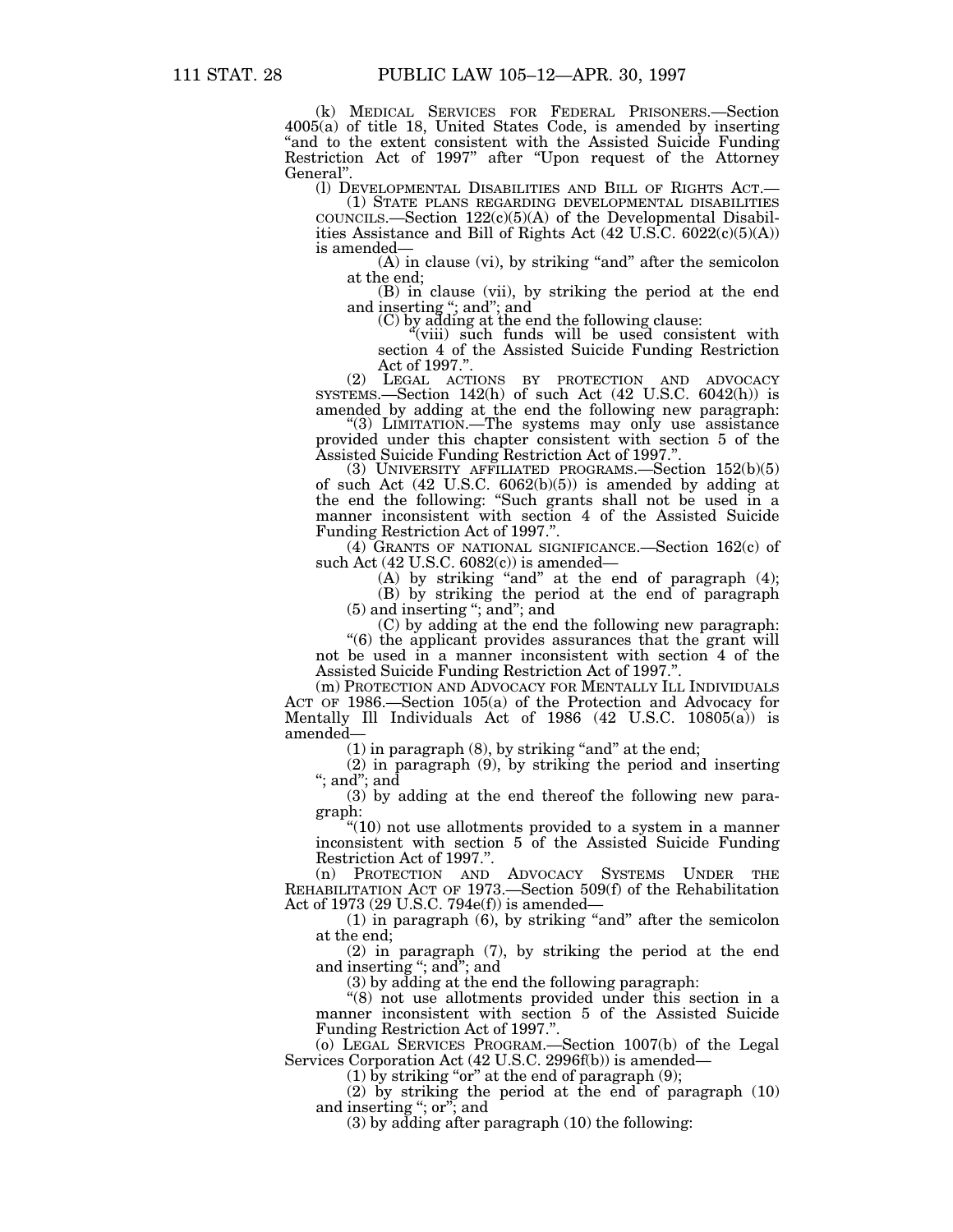(k) MEDICAL SERVICES FOR FEDERAL PRISONERS.—Section 4005(a) of title 18, United States Code, is amended by inserting "and to the extent consistent with the Assisted Suicide Funding Restriction Act of 1997" after "Upon request of the Attorney General".

(l) DEVELOPMENTAL DISABILITIES AND BILL OF RIGHTS ACT.—

(1) STATE PLANS REGARDING DEVELOPMENTAL DISABILITIES COUNCILS.—Section 122(c)(5)(A) of the Developmental Disabilities Assistance and Bill of Rights Act (42 U.S.C. 6022(c)(5)(A)) is amended—

(A) in clause (vi), by striking "and" after the semicolon at the end;

(B) in clause (vii), by striking the period at the end and inserting "; and"; and

(C) by adding at the end the following clause:

"(viii) such funds will be used consistent with section 4 of the Assisted Suicide Funding Restriction Act of 1997.".

(2) LEGAL ACTIONS BY PROTECTION AND ADVOCACY SYSTEMS.—Section 142(h) of such Act (42 U.S.C. 6042(h)) is amended by adding at the end the following new paragraph:

"(3) LIMITATION.—The systems may only use assistance provided under this chapter consistent with section 5 of the Assisted Suicide Funding Restriction Act of 1997.".

(3) UNIVERSITY AFFILIATED PROGRAMS.—Section 152(b)(5) of such Act (42 U.S.C. 6062(b)(5)) is amended by adding at the end the following: "Such grants shall not be used in a manner inconsistent with section 4 of the Assisted Suicide Funding Restriction Act of 1997.".

(4) GRANTS OF NATIONAL SIGNIFICANCE.—Section 162(c) of such Act (42 U.S.C. 6082(c)) is amended—

(A) by striking "and" at the end of paragraph (4);

(B) by striking the period at the end of paragraph (5) and inserting "; and"; and

(C) by adding at the end the following new paragraph:

"(6) the applicant provides assurances that the grant will not be used in a manner inconsistent with section 4 of the Assisted Suicide Funding Restriction Act of 1997.".

(m) PROTECTION AND ADVOCACY FOR MENTALLY ILL INDIVIDUALS ACT OF 1986.—Section 105(a) of the Protection and Advocacy for Mentally Ill Individuals Act of 1986 (42 U.S.C. 10805(a)) is amended—

(1) in paragraph (8), by striking "and" at the end;

(2) in paragraph (9), by striking the period and inserting "; and"; and

(3) by adding at the end thereof the following new paragraph:

"(10) not use allotments provided to a system in a manner inconsistent with section 5 of the Assisted Suicide Funding Restriction Act of 1997.".

(n) PROTECTION AND ADVOCACY SYSTEMS UNDER THE REHABILITATION ACT OF 1973.—Section 509(f) of the Rehabilitation Act of 1973 (29 U.S.C. 794e(f)) is amended—

(1) in paragraph (6), by striking "and" after the semicolon at the end;

(2) in paragraph (7), by striking the period at the end and inserting "; and"; and

(3) by adding at the end the following paragraph:

"(8) not use allotments provided under this section in a manner inconsistent with section 5 of the Assisted Suicide Funding Restriction Act of 1997.".

(o) LEGAL SERVICES PROGRAM.—Section 1007(b) of the Legal Services Corporation Act (42 U.S.C. 2996f(b)) is amended—

(1) by striking "or" at the end of paragraph (9);

(2) by striking the period at the end of paragraph (10) and inserting "; or"; and

(3) by adding after paragraph (10) the following: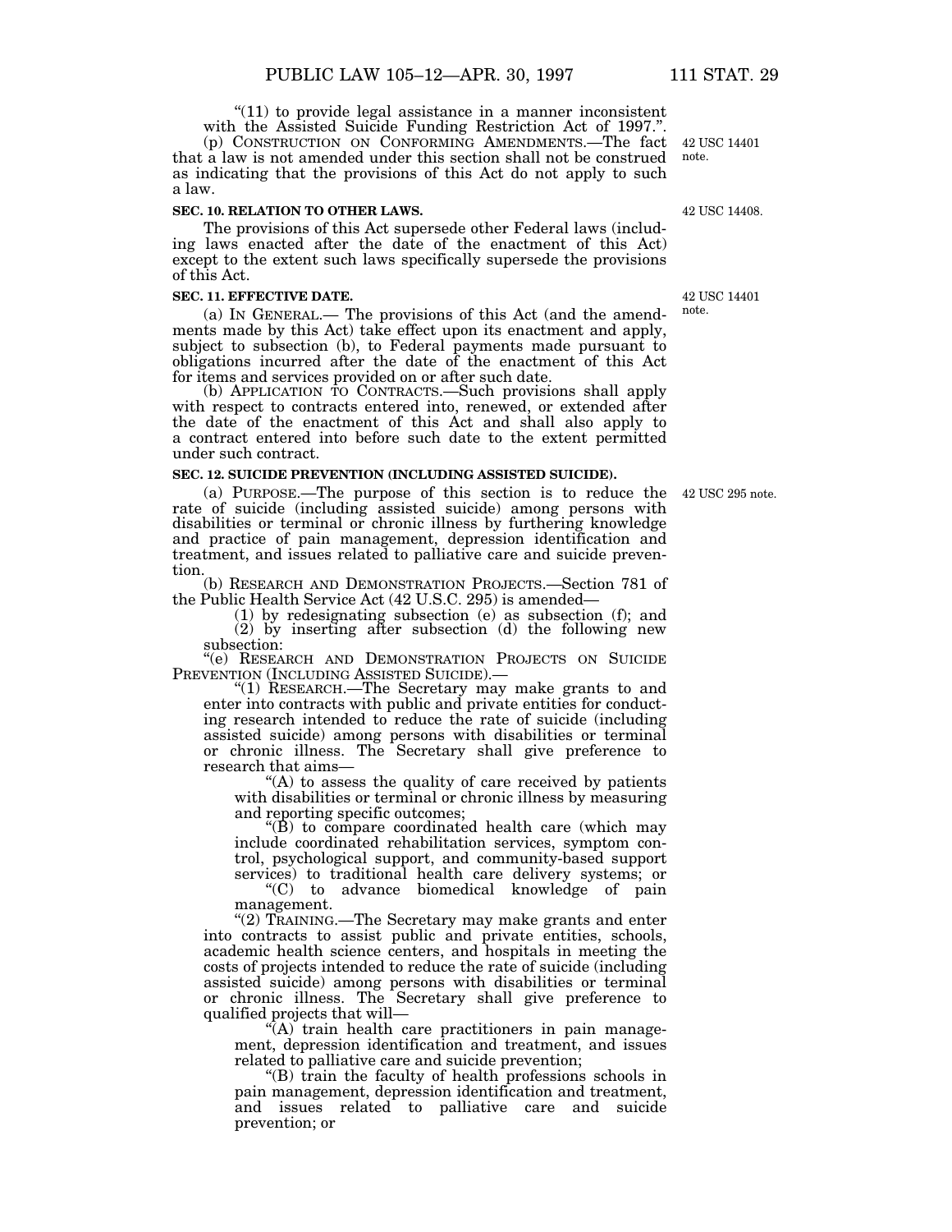"(11) to provide legal assistance in a manner inconsistent with the Assisted Suicide Funding Restriction Act of 1997.".

(p) CONSTRUCTION ON CONFORMING AMENDMENTS.—The fact that a law is not amended under this section shall not be construed as indicating that the provisions of this Act do not apply to such a law.

42 USC 14401 note.

**SEC. 10. RELATION TO OTHER LAWS.**

42 USC 14408.

The provisions of this Act supersede other Federal laws (including laws enacted after the date of the enactment of this Act) except to the extent such laws specifically supersede the provisions of this Act.

**SEC. 11. EFFECTIVE DATE.**

42 USC 14401 note.

(a) IN GENERAL.— The provisions of this Act (and the amendments made by this Act) take effect upon its enactment and apply, subject to subsection (b), to Federal payments made pursuant to obligations incurred after the date of the enactment of this Act for items and services provided on or after such date.

(b) APPLICATION TO CONTRACTS.—Such provisions shall apply with respect to contracts entered into, renewed, or extended after the date of the enactment of this Act and shall also apply to a contract entered into before such date to the extent permitted under such contract.

**SEC. 12. SUICIDE PREVENTION (INCLUDING ASSISTED SUICIDE).**

42 USC 295 note.

(a) PURPOSE.—The purpose of this section is to reduce the rate of suicide (including assisted suicide) among persons with disabilities or terminal or chronic illness by furthering knowledge and practice of pain management, depression identification and treatment, and issues related to palliative care and suicide prevention.

(b) RESEARCH AND DEMONSTRATION PROJECTS.—Section 781 of the Public Health Service Act (42 U.S.C. 295) is amended—

(1) by redesignating subsection (e) as subsection (f); and

(2) by inserting after subsection (d) the following new subsection:

"(e) RESEARCH AND DEMONSTRATION PROJECTS ON SUICIDE PREVENTION (INCLUDING ASSISTED SUICIDE).—

"(1) RESEARCH.—The Secretary may make grants to and enter into contracts with public and private entities for conducting research intended to reduce the rate of suicide (including assisted suicide) among persons with disabilities or terminal or chronic illness. The Secretary shall give preference to research that aims—

"(A) to assess the quality of care received by patients with disabilities or terminal or chronic illness by measuring and reporting specific outcomes;

"(B) to compare coordinated health care (which may include coordinated rehabilitation services, symptom control, psychological support, and community-based support services) to traditional health care delivery systems; or

"(C) to advance biomedical knowledge of pain management.

"(2) TRAINING.—The Secretary may make grants and enter into contracts to assist public and private entities, schools, academic health science centers, and hospitals in meeting the costs of projects intended to reduce the rate of suicide (including assisted suicide) among persons with disabilities or terminal or chronic illness. The Secretary shall give preference to qualified projects that will—

"(A) train health care practitioners in pain management, depression identification and treatment, and issues related to palliative care and suicide prevention;

"(B) train the faculty of health professions schools in pain management, depression identification and treatment, and issues related to palliative care and suicide prevention; or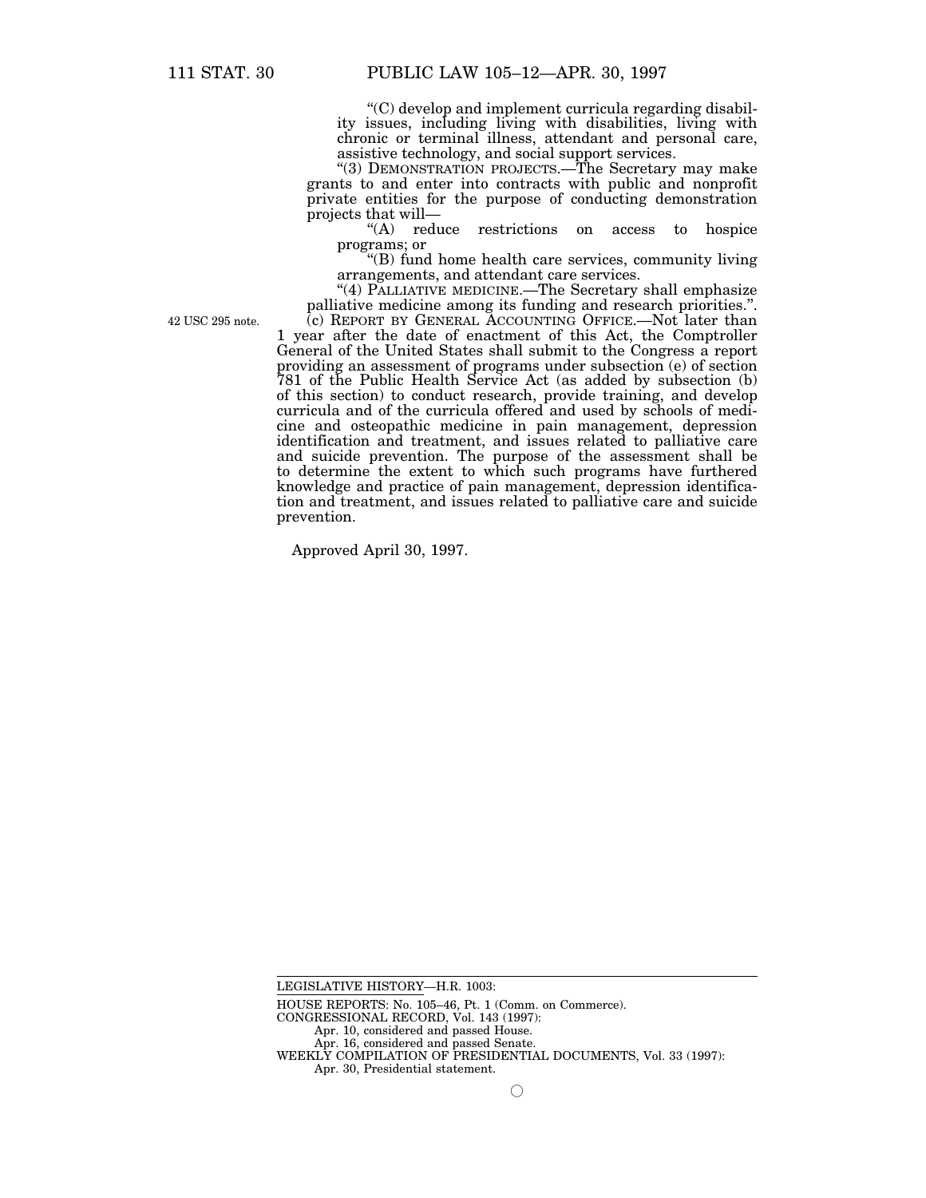"(C) develop and implement curricula regarding disability issues, including living with disabilities, living with chronic or terminal illness, attendant and personal care, assistive technology, and social support services.

"(3) DEMONSTRATION PROJECTS.—The Secretary may make grants to and enter into contracts with public and nonprofit private entities for the purpose of conducting demonstration projects that will—

"(A) reduce restrictions on access to hospice programs; or

"(B) fund home health care services, community living arrangements, and attendant care services.

"(4) PALLIATIVE MEDICINE.—The Secretary shall emphasize palliative medicine among its funding and research priorities.".

42 USC 295 note.

(c) REPORT BY GENERAL ACCOUNTING OFFICE.—Not later than 1 year after the date of enactment of this Act, the Comptroller General of the United States shall submit to the Congress a report providing an assessment of programs under subsection (e) of section 781 of the Public Health Service Act (as added by subsection (b) of this section) to conduct research, provide training, and develop curricula and of the curricula offered and used by schools of medicine and osteopathic medicine in pain management, depression identification and treatment, and issues related to palliative care and suicide prevention. The purpose of the assessment shall be to determine the extent to which such programs have furthered knowledge and practice of pain management, depression identification and treatment, and issues related to palliative care and suicide prevention.

Approved April 30, 1997.

---

LEGISLATIVE HISTORY—H.R. 1003:

HOUSE REPORTS: No. 105–46, Pt. 1 (Comm. on Commerce).

CONGRESSIONAL RECORD, Vol. 143 (1997):

Apr. 10, considered and passed House.

Apr. 16, considered and passed Senate.

WEEKLY COMPILATION OF PRESIDENTIAL DOCUMENTS, Vol. 33 (1997):

Apr. 30, Presidential statement.

○